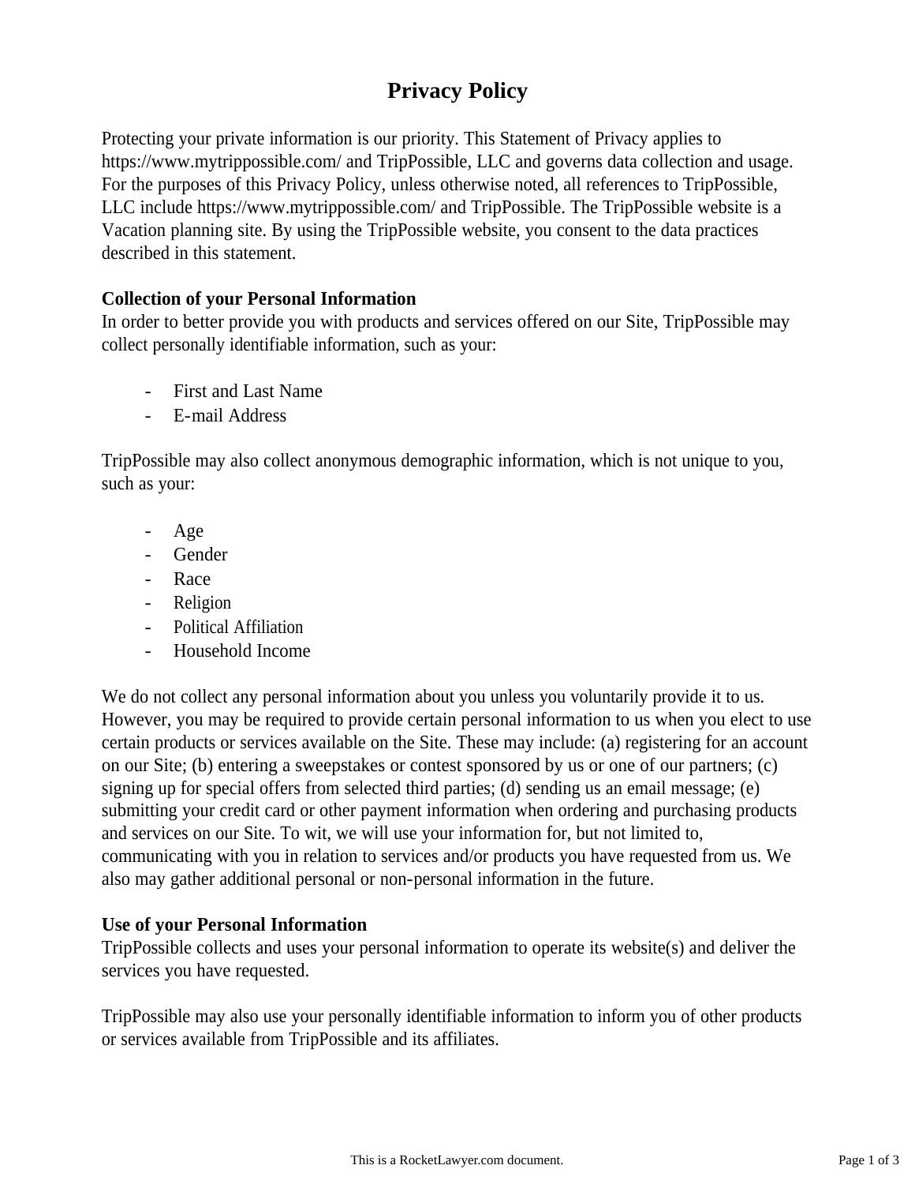# Privacy Policy

Protecting your private information is our priority. This Statement of Privacy applies to https://www.mytrippossible.com/ and TripPossible, LLC and governs data collection and usage. For the purposes of this Privacy Policy, unless otherwise noted, all references to TripPossible, LLC include https://www.mytrippossible.com/ and TripPossible. The TripPossible website is a Vacation planning site. By using the TripPossible website, you consent to the data practices described in this statement.

**Collection of your Personal Information**

In order to better provide you with products and services offered on our Site, TripPossible may collect personally identifiable information, such as your:

- First and Last Name
- E-mail Address

TripPossible may also collect anonymous demographic information, which is not unique to you, such as your:

- Age
- Gender
- Race
- Religion
- Political Affiliation
- Household Income

We do not collect any personal information about you unless you voluntarily provide it to us. However, you may be required to provide certain personal information to us when you elect to use certain products or services available on the Site. These may include: (a) registering for an account on our Site; (b) entering a sweepstakes or contest sponsored by us or one of our partners; (c) signing up for special offers from selected third parties; (d) sending us an email message; (e) submitting your credit card or other payment information when ordering and purchasing products and services on our Site. To wit, we will use your information for, but not limited to, communicating with you in relation to services and/or products you have requested from us. We also may gather additional personal or non-personal information in the future.

**Use of your Personal Information**

TripPossible collects and uses your personal information to operate its website(s) and deliver the services you have requested.

TripPossible may also use your personally identifiable information to inform you of other products or services available from TripPossible and its affiliates.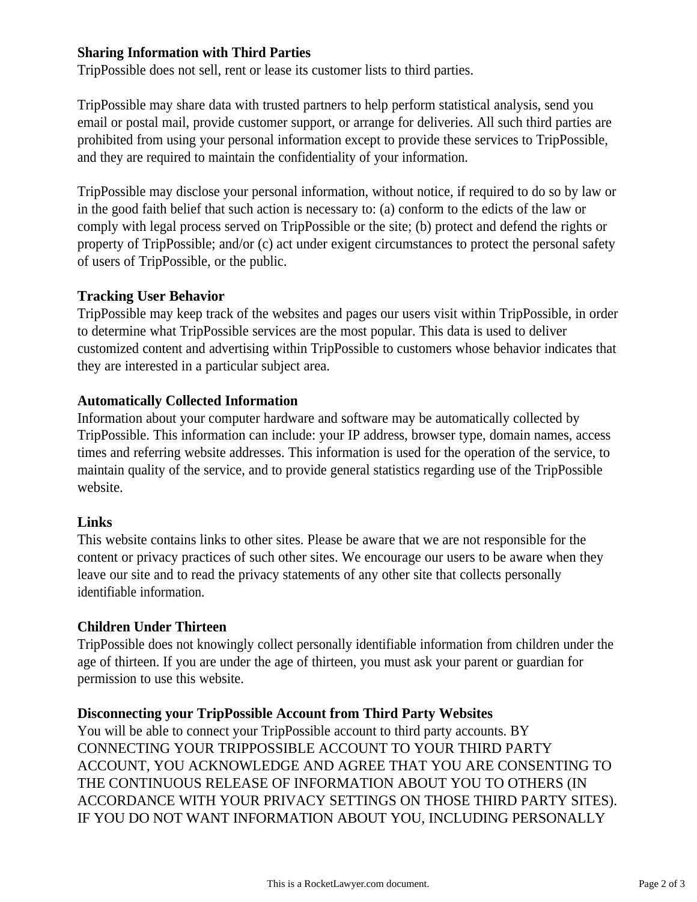**Sharing Information with Third Parties**

TripPossible does not sell, rent or lease its customer lists to third parties.

TripPossible may share data with trusted partners to help perform statistical analysis, send you email or postal mail, provide customer support, or arrange for deliveries. All such third parties are prohibited from using your personal information except to provide these services to TripPossible, and they are required to maintain the confidentiality of your information.

TripPossible may disclose your personal information, without notice, if required to do so by law or in the good faith belief that such action is necessary to: (a) conform to the edicts of the law or comply with legal process served on TripPossible or the site; (b) protect and defend the rights or property of TripPossible; and/or (c) act under exigent circumstances to protect the personal safety of users of TripPossible, or the public.

**Tracking User Behavior**

TripPossible may keep track of the websites and pages our users visit within TripPossible, in order to determine what TripPossible services are the most popular. This data is used to deliver customized content and advertising within TripPossible to customers whose behavior indicates that they are interested in a particular subject area.

**Automatically Collected Information**

Information about your computer hardware and software may be automatically collected by TripPossible. This information can include: your IP address, browser type, domain names, access times and referring website addresses. This information is used for the operation of the service, to maintain quality of the service, and to provide general statistics regarding use of the TripPossible website.

**Links**

This website contains links to other sites. Please be aware that we are not responsible for the content or privacy practices of such other sites. We encourage our users to be aware when they leave our site and to read the privacy statements of any other site that collects personally identifiable information.

**Children Under Thirteen**

TripPossible does not knowingly collect personally identifiable information from children under the age of thirteen. If you are under the age of thirteen, you must ask your parent or guardian for permission to use this website.

**Disconnecting your TripPossible Account from Third Party Websites**

You will be able to connect your TripPossible account to third party accounts. BY CONNECTING YOUR TRIPPOSSIBLE ACCOUNT TO YOUR THIRD PARTY ACCOUNT, YOU ACKNOWLEDGE AND AGREE THAT YOU ARE CONSENTING TO THE CONTINUOUS RELEASE OF INFORMATION ABOUT YOU TO OTHERS (IN ACCORDANCE WITH YOUR PRIVACY SETTINGS ON THOSE THIRD PARTY SITES). IF YOU DO NOT WANT INFORMATION ABOUT YOU, INCLUDING PERSONALLY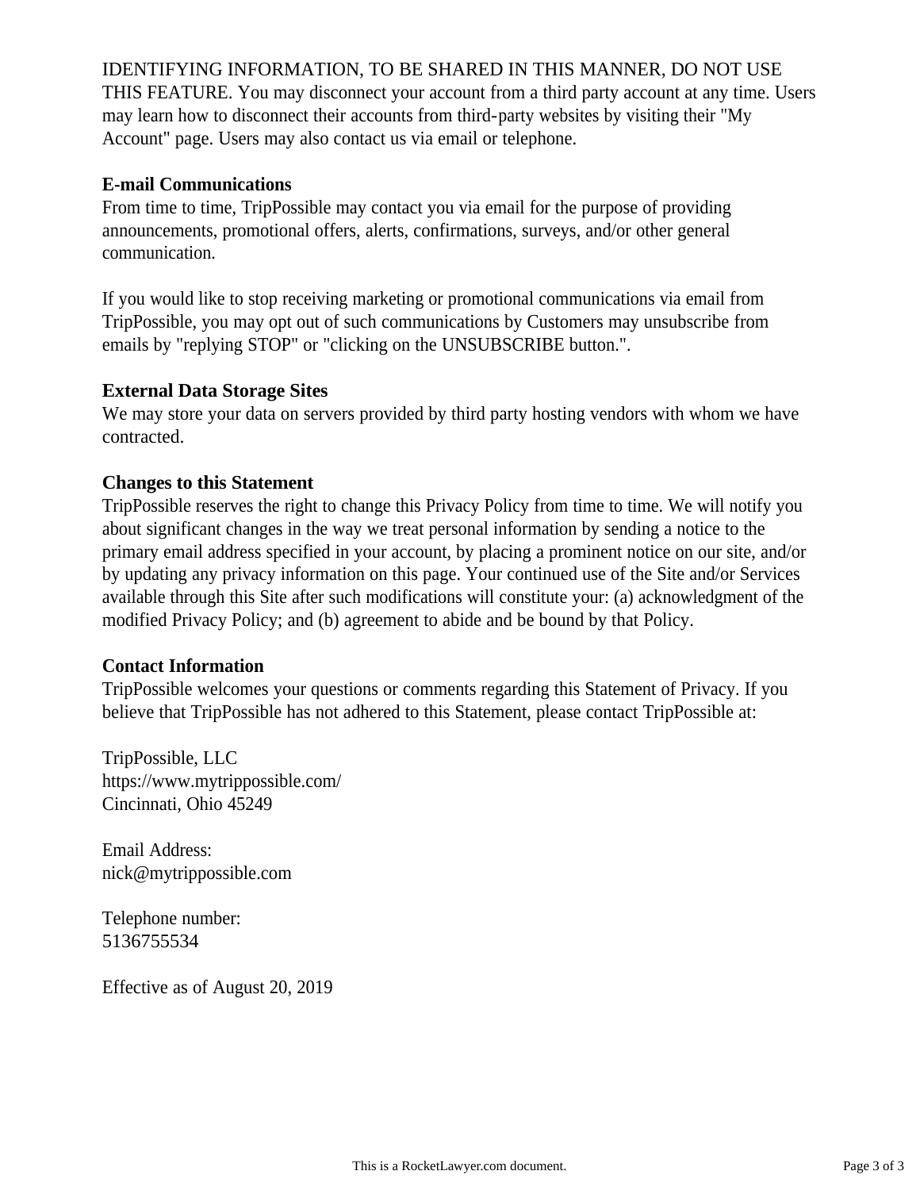IDENTIFYING INFORMATION, TO BE SHARED IN THIS MANNER, DO NOT USE THIS FEATURE. You may disconnect your account from a third party account at any time. Users may learn how to disconnect their accounts from third-party websites by visiting their "My Account" page. Users may also contact us via email or telephone.

**E-mail Communications**

From time to time, TripPossible may contact you via email for the purpose of providing announcements, promotional offers, alerts, confirmations, surveys, and/or other general communication.

If you would like to stop receiving marketing or promotional communications via email from TripPossible, you may opt out of such communications by Customers may unsubscribe from emails by "replying STOP" or "clicking on the UNSUBSCRIBE button.".

**External Data Storage Sites**

We may store your data on servers provided by third party hosting vendors with whom we have contracted.

**Changes to this Statement**

TripPossible reserves the right to change this Privacy Policy from time to time. We will notify you about significant changes in the way we treat personal information by sending a notice to the primary email address specified in your account, by placing a prominent notice on our site, and/or by updating any privacy information on this page. Your continued use of the Site and/or Services available through this Site after such modifications will constitute your: (a) acknowledgment of the modified Privacy Policy; and (b) agreement to abide and be bound by that Policy.

**Contact Information**

TripPossible welcomes your questions or comments regarding this Statement of Privacy. If you believe that TripPossible has not adhered to this Statement, please contact TripPossible at:

TripPossible, LLC
https://www.mytrippossible.com/
Cincinnati, Ohio 45249

Email Address:
nick@mytrippossible.com

Telephone number:
5136755534

Effective as of August 20, 2019

This is a RocketLawyer.com document.